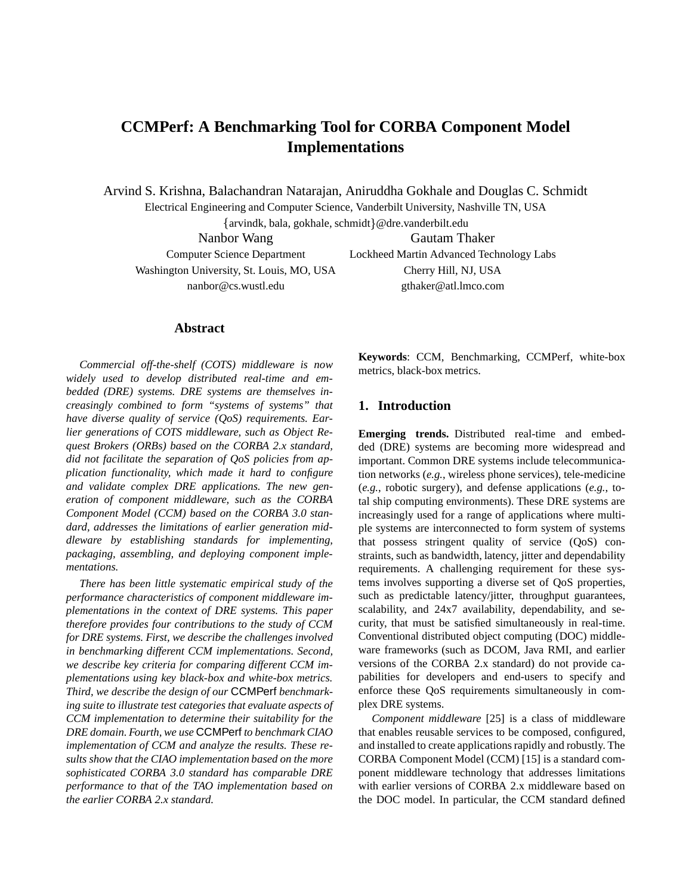# CCMPerf: A Benchmarking Tool for CORBA Component Model Implementations

Arvind S. Krishna, Balachandran Natarajan, Aniruddha Gokhale and Douglas C. Schmidt
Electrical Engineering and Computer Science, Vanderbilt University, Nashville TN, USA
{arvindk, bala, gokhale, schmidt}@dre.vanderbilt.edu

Nanbor Wang
Computer Science Department
Washington University, St. Louis, MO, USA
nanbor@cs.wustl.edu

Gautam Thaker
Lockheed Martin Advanced Technology Labs
Cherry Hill, NJ, USA
gthaker@atl.lmco.com

## Abstract

*Commercial off-the-shelf (COTS) middleware is now widely used to develop distributed real-time and embedded (DRE) systems. DRE systems are themselves increasingly combined to form "systems of systems" that have diverse quality of service (QoS) requirements. Earlier generations of COTS middleware, such as Object Request Brokers (ORBs) based on the CORBA 2.x standard, did not facilitate the separation of QoS policies from application functionality, which made it hard to configure and validate complex DRE applications. The new generation of component middleware, such as the CORBA Component Model (CCM) based on the CORBA 3.0 standard, addresses the limitations of earlier generation middleware by establishing standards for implementing, packaging, assembling, and deploying component implementations.*

*There has been little systematic empirical study of the performance characteristics of component middleware implementations in the context of DRE systems. This paper therefore provides four contributions to the study of CCM for DRE systems. First, we describe the challenges involved in benchmarking different CCM implementations. Second, we describe key criteria for comparing different CCM implementations using key black-box and white-box metrics. Third, we describe the design of our* CCMPerf *benchmarking suite to illustrate test categories that evaluate aspects of CCM implementation to determine their suitability for the DRE domain. Fourth, we use* CCMPerf *to benchmark CIAO implementation of CCM and analyze the results. These results show that the CIAO implementation based on the more sophisticated CORBA 3.0 standard has comparable DRE performance to that of the TAO implementation based on the earlier CORBA 2.x standard.*

**Keywords**: CCM, Benchmarking, CCMPerf, white-box metrics, black-box metrics.

## 1. Introduction

**Emerging trends.** Distributed real-time and embedded (DRE) systems are becoming more widespread and important. Common DRE systems include telecommunication networks (*e.g.*, wireless phone services), tele-medicine (*e.g.*, robotic surgery), and defense applications (*e.g.*, total ship computing environments). These DRE systems are increasingly used for a range of applications where multiple systems are interconnected to form system of systems that possess stringent quality of service (QoS) constraints, such as bandwidth, latency, jitter and dependability requirements. A challenging requirement for these systems involves supporting a diverse set of QoS properties, such as predictable latency/jitter, throughput guarantees, scalability, and 24x7 availability, dependability, and security, that must be satisfied simultaneously in real-time. Conventional distributed object computing (DOC) middleware frameworks (such as DCOM, Java RMI, and earlier versions of the CORBA 2.x standard) do not provide capabilities for developers and end-users to specify and enforce these QoS requirements simultaneously in complex DRE systems.

*Component middleware* [25] is a class of middleware that enables reusable services to be composed, configured, and installed to create applications rapidly and robustly. The CORBA Component Model (CCM) [15] is a standard component middleware technology that addresses limitations with earlier versions of CORBA 2.x middleware based on the DOC model. In particular, the CCM standard defined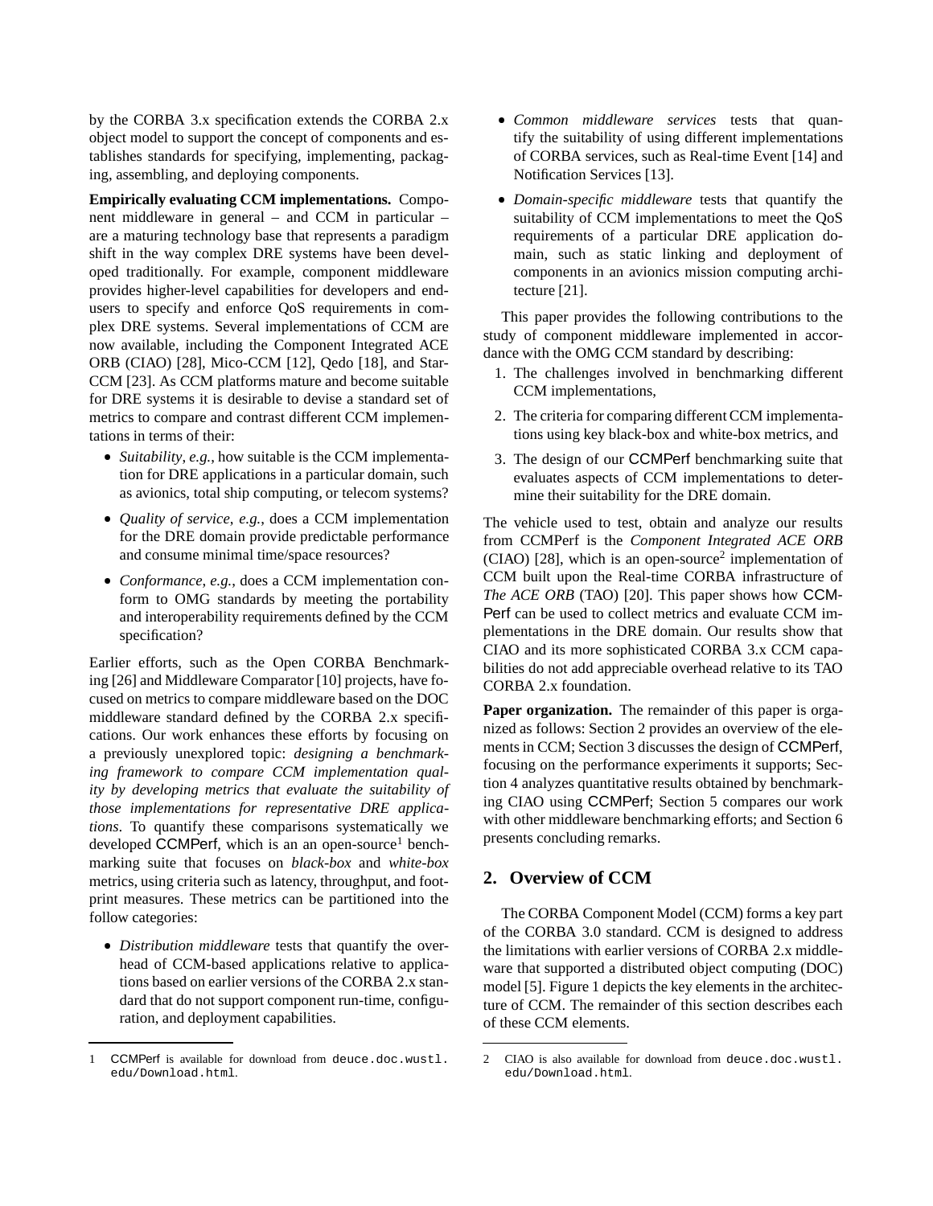by the CORBA 3.x specification extends the CORBA 2.x object model to support the concept of components and establishes standards for specifying, implementing, packaging, assembling, and deploying components.

**Empirically evaluating CCM implementations.** Component middleware in general – and CCM in particular – are a maturing technology base that represents a paradigm shift in the way complex DRE systems have been developed traditionally. For example, component middleware provides higher-level capabilities for developers and end-users to specify and enforce QoS requirements in complex DRE systems. Several implementations of CCM are now available, including the Component Integrated ACE ORB (CIAO) [28], Mico-CCM [12], Qedo [18], and Star-CCM [23]. As CCM platforms mature and become suitable for DRE systems it is desirable to devise a standard set of metrics to compare and contrast different CCM implementations in terms of their:

- *Suitability*, *e.g.*, how suitable is the CCM implementation for DRE applications in a particular domain, such as avionics, total ship computing, or telecom systems?
- *Quality of service*, *e.g.*, does a CCM implementation for the DRE domain provide predictable performance and consume minimal time/space resources?
- *Conformance*, *e.g.*, does a CCM implementation conform to OMG standards by meeting the portability and interoperability requirements defined by the CCM specification?

Earlier efforts, such as the Open CORBA Benchmarking [26] and Middleware Comparator [10] projects, have focused on metrics to compare middleware based on the DOC middleware standard defined by the CORBA 2.x specifications. Our work enhances these efforts by focusing on a previously unexplored topic: *designing a benchmarking framework to compare CCM implementation quality by developing metrics that evaluate the suitability of those implementations for representative DRE applications*. To quantify these comparisons systematically we developed CCMPerf, which is an an open-source[1] benchmarking suite that focuses on *black-box* and *white-box* metrics, using criteria such as latency, throughput, and footprint measures. These metrics can be partitioned into the follow categories:

- *Distribution middleware* tests that quantify the overhead of CCM-based applications relative to applications based on earlier versions of the CORBA 2.x standard that do not support component run-time, configuration, and deployment capabilities.
- *Common middleware services* tests that quantify the suitability of using different implementations of CORBA services, such as Real-time Event [14] and Notification Services [13].
- *Domain-specific middleware* tests that quantify the suitability of CCM implementations to meet the QoS requirements of a particular DRE application domain, such as static linking and deployment of components in an avionics mission computing architecture [21].

This paper provides the following contributions to the study of component middleware implemented in accordance with the OMG CCM standard by describing:

1. The challenges involved in benchmarking different CCM implementations,
2. The criteria for comparing different CCM implementations using key black-box and white-box metrics, and
3. The design of our CCMPerf benchmarking suite that evaluates aspects of CCM implementations to determine their suitability for the DRE domain.

The vehicle used to test, obtain and analyze our results from CCMPerf is the *Component Integrated ACE ORB* (CIAO) [28], which is an open-source[2] implementation of CCM built upon the Real-time CORBA infrastructure of *The ACE ORB* (TAO) [20]. This paper shows how CCMPerf can be used to collect metrics and evaluate CCM implementations in the DRE domain. Our results show that CIAO and its more sophisticated CORBA 3.x CCM capabilities do not add appreciable overhead relative to its TAO CORBA 2.x foundation.

**Paper organization.** The remainder of this paper is organized as follows: Section 2 provides an overview of the elements in CCM; Section 3 discusses the design of CCMPerf, focusing on the performance experiments it supports; Section 4 analyzes quantitative results obtained by benchmarking CIAO using CCMPerf; Section 5 compares our work with other middleware benchmarking efforts; and Section 6 presents concluding remarks.

## 2. Overview of CCM

The CORBA Component Model (CCM) forms a key part of the CORBA 3.0 standard. CCM is designed to address the limitations with earlier versions of CORBA 2.x middleware that supported a distributed object computing (DOC) model [5]. Figure 1 depicts the key elements in the architecture of CCM. The remainder of this section describes each of these CCM elements.

---

1 CCMPerf is available for download from deuce.doc.wustl.edu/Download.html.

2 CIAO is also available for download from deuce.doc.wustl.edu/Download.html.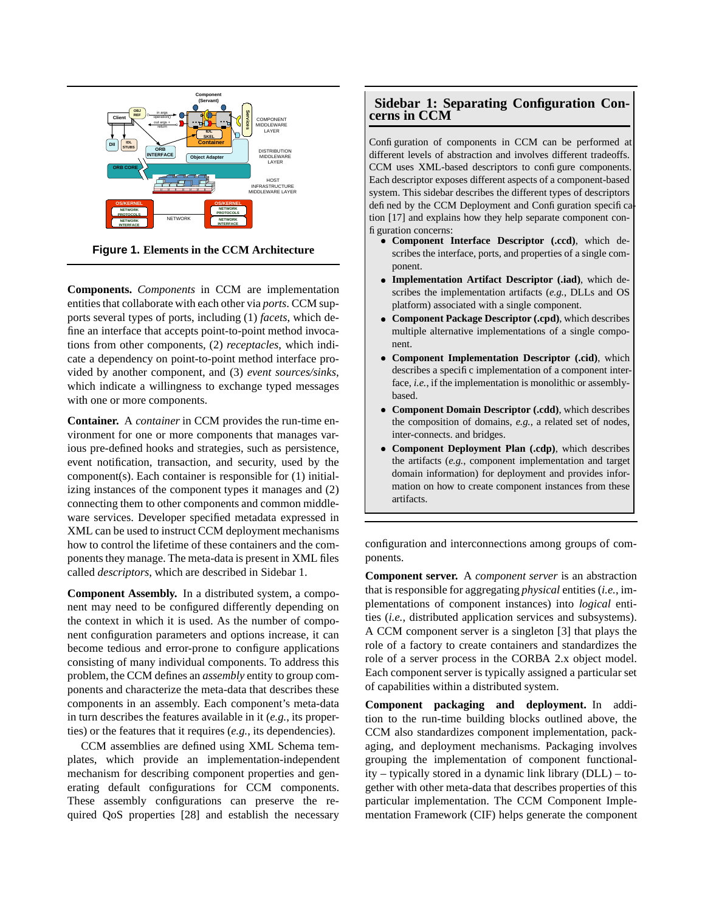**Figure 1. Elements in the CCM Architecture**

**Components.** *Components* in CCM are implementation entities that collaborate with each other via *ports*. CCM supports several types of ports, including (1) *facets*, which define an interface that accepts point-to-point method invocations from other components, (2) *receptacles*, which indicate a dependency on point-to-point method interface provided by another component, and (3) *event sources/sinks*, which indicate a willingness to exchange typed messages with one or more components.

**Container.** A *container* in CCM provides the run-time environment for one or more components that manages various pre-defined hooks and strategies, such as persistence, event notification, transaction, and security, used by the component(s). Each container is responsible for (1) initializing instances of the component types it manages and (2) connecting them to other components and common middleware services. Developer specified metadata expressed in XML can be used to instruct CCM deployment mechanisms how to control the lifetime of these containers and the components they manage. The meta-data is present in XML files called *descriptors*, which are described in Sidebar 1.

**Component Assembly.** In a distributed system, a component may need to be configured differently depending on the context in which it is used. As the number of component configuration parameters and options increase, it can become tedious and error-prone to configure applications consisting of many individual components. To address this problem, the CCM defines an *assembly* entity to group components and characterize the meta-data that describes these components in an assembly. Each component's meta-data in turn describes the features available in it (*e.g.*, its properties) or the features that it requires (*e.g.*, its dependencies).

CCM assemblies are defined using XML Schema templates, which provide an implementation-independent mechanism for describing component properties and generating default configurations for CCM components. These assembly configurations can preserve the required QoS properties [28] and establish the necessary configuration and interconnections among groups of components.

## Sidebar 1: Separating Configuration Concerns in CCM

Configuration of components in CCM can be performed at different levels of abstraction and involves different tradeoffs. CCM uses XML-based descriptors to configure components. Each descriptor exposes different aspects of a component-based system. This sidebar describes the different types of descriptors defined by the CCM Deployment and Configuration specification [17] and explains how they help separate component configuration concerns:

- **Component Interface Descriptor (.ccd)**, which describes the interface, ports, and properties of a single component.
- **Implementation Artifact Descriptor (.iad)**, which describes the implementation artifacts (*e.g.*, DLLs and OS platform) associated with a single component.
- **Component Package Descriptor (.cpd)**, which describes multiple alternative implementations of a single component.
- **Component Implementation Descriptor (.cid)**, which describes a specific implementation of a component interface, *i.e.*, if the implementation is monolithic or assembly-based.
- **Component Domain Descriptor (.cdd)**, which describes the composition of domains, *e.g.*, a related set of nodes, inter-connects. and bridges.
- **Component Deployment Plan (.cdp)**, which describes the artifacts (*e.g.*, component implementation and target domain information) for deployment and provides information on how to create component instances from these artifacts.

**Component server.** A *component server* is an abstraction that is responsible for aggregating *physical* entities (*i.e.*, implementations of component instances) into *logical* entities (*i.e.*, distributed application services and subsystems). A CCM component server is a singleton [3] that plays the role of a factory to create containers and standardizes the role of a server process in the CORBA 2.x object model. Each component server is typically assigned a particular set of capabilities within a distributed system.

**Component packaging and deployment.** In addition to the run-time building blocks outlined above, the CCM also standardizes component implementation, packaging, and deployment mechanisms. Packaging involves grouping the implementation of component functionality – typically stored in a dynamic link library (DLL) – together with other meta-data that describes properties of this particular implementation. The CCM Component Implementation Framework (CIF) helps generate the component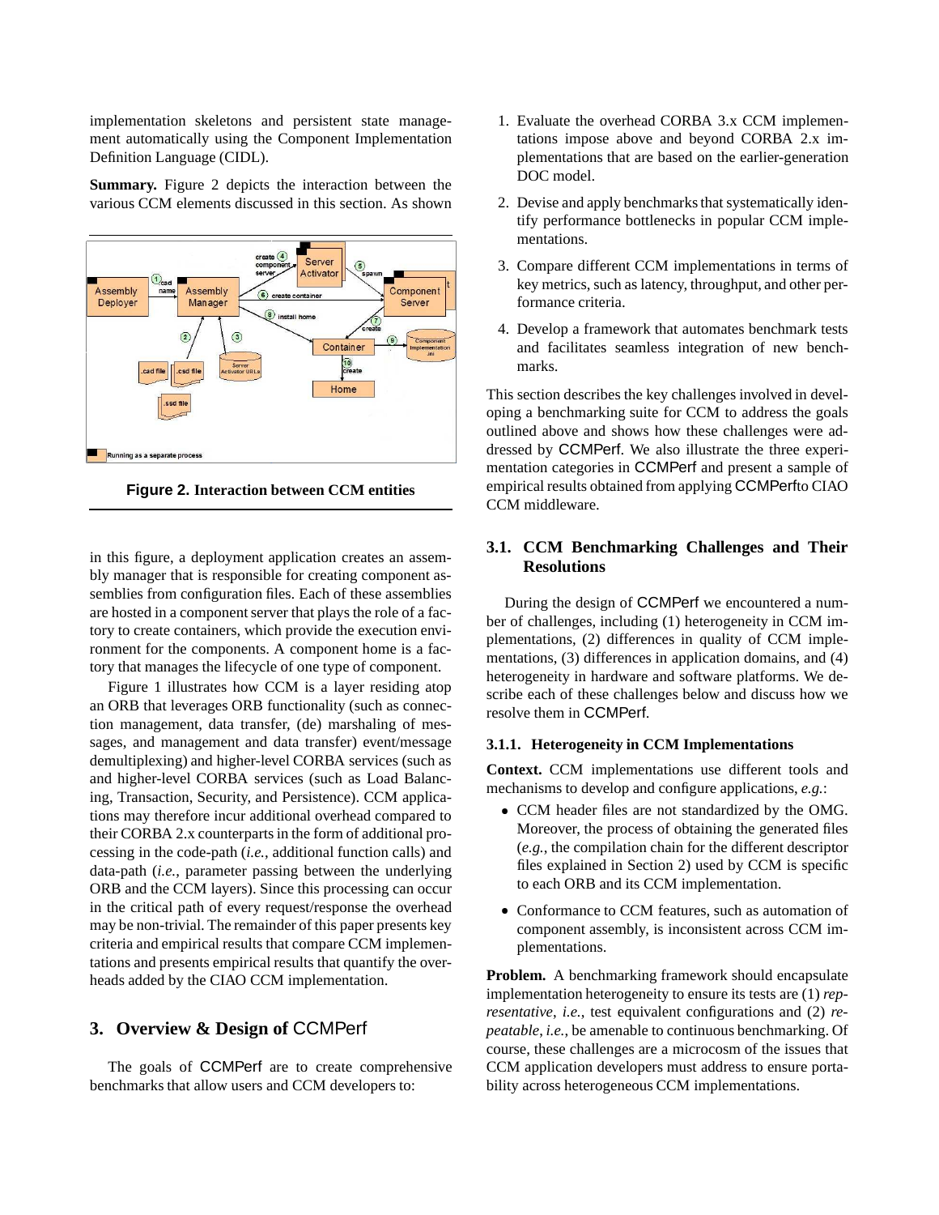implementation skeletons and persistent state management automatically using the Component Implementation Definition Language (CIDL).

**Summary.** Figure 2 depicts the interaction between the various CCM elements discussed in this section. As shown

**Figure 2. Interaction between CCM entities**

in this figure, a deployment application creates an assembly manager that is responsible for creating component assemblies from configuration files. Each of these assemblies are hosted in a component server that plays the role of a factory to create containers, which provide the execution environment for the components. A component home is a factory that manages the lifecycle of one type of component.

Figure 1 illustrates how CCM is a layer residing atop an ORB that leverages ORB functionality (such as connection management, data transfer, (de) marshaling of messages, and management and data transfer) event/message demultiplexing) and higher-level CORBA services (such as and higher-level CORBA services (such as Load Balancing, Transaction, Security, and Persistence). CCM applications may therefore incur additional overhead compared to their CORBA 2.x counterparts in the form of additional processing in the code-path (*i.e.*, additional function calls) and data-path (*i.e.*, parameter passing between the underlying ORB and the CCM layers). Since this processing can occur in the critical path of every request/response the overhead may be non-trivial. The remainder of this paper presents key criteria and empirical results that compare CCM implementations and presents empirical results that quantify the overheads added by the CIAO CCM implementation.

## 3. Overview & Design of CCMPerf

The goals of CCMPerf are to create comprehensive benchmarks that allow users and CCM developers to:

1. Evaluate the overhead CORBA 3.x CCM implementations impose above and beyond CORBA 2.x implementations that are based on the earlier-generation DOC model.
2. Devise and apply benchmarks that systematically identify performance bottlenecks in popular CCM implementations.
3. Compare different CCM implementations in terms of key metrics, such as latency, throughput, and other performance criteria.
4. Develop a framework that automates benchmark tests and facilitates seamless integration of new benchmarks.

This section describes the key challenges involved in developing a benchmarking suite for CCM to address the goals outlined above and shows how these challenges were addressed by CCMPerf. We also illustrate the three experimentation categories in CCMPerf and present a sample of empirical results obtained from applying CCMPerfto CIAO CCM middleware.

### 3.1. CCM Benchmarking Challenges and Their Resolutions

During the design of CCMPerf we encountered a number of challenges, including (1) heterogeneity in CCM implementations, (2) differences in quality of CCM implementations, (3) differences in application domains, and (4) heterogeneity in hardware and software platforms. We describe each of these challenges below and discuss how we resolve them in CCMPerf.

#### 3.1.1. Heterogeneity in CCM Implementations

**Context.** CCM implementations use different tools and mechanisms to develop and configure applications, *e.g.*:

- CCM header files are not standardized by the OMG. Moreover, the process of obtaining the generated files (*e.g.*, the compilation chain for the different descriptor files explained in Section 2) used by CCM is specific to each ORB and its CCM implementation.
- Conformance to CCM features, such as automation of component assembly, is inconsistent across CCM implementations.

**Problem.** A benchmarking framework should encapsulate implementation heterogeneity to ensure its tests are (1) *representative*, *i.e.*, test equivalent configurations and (2) *repeatable*, *i.e.*, be amenable to continuous benchmarking. Of course, these challenges are a microcosm of the issues that CCM application developers must address to ensure portability across heterogeneous CCM implementations.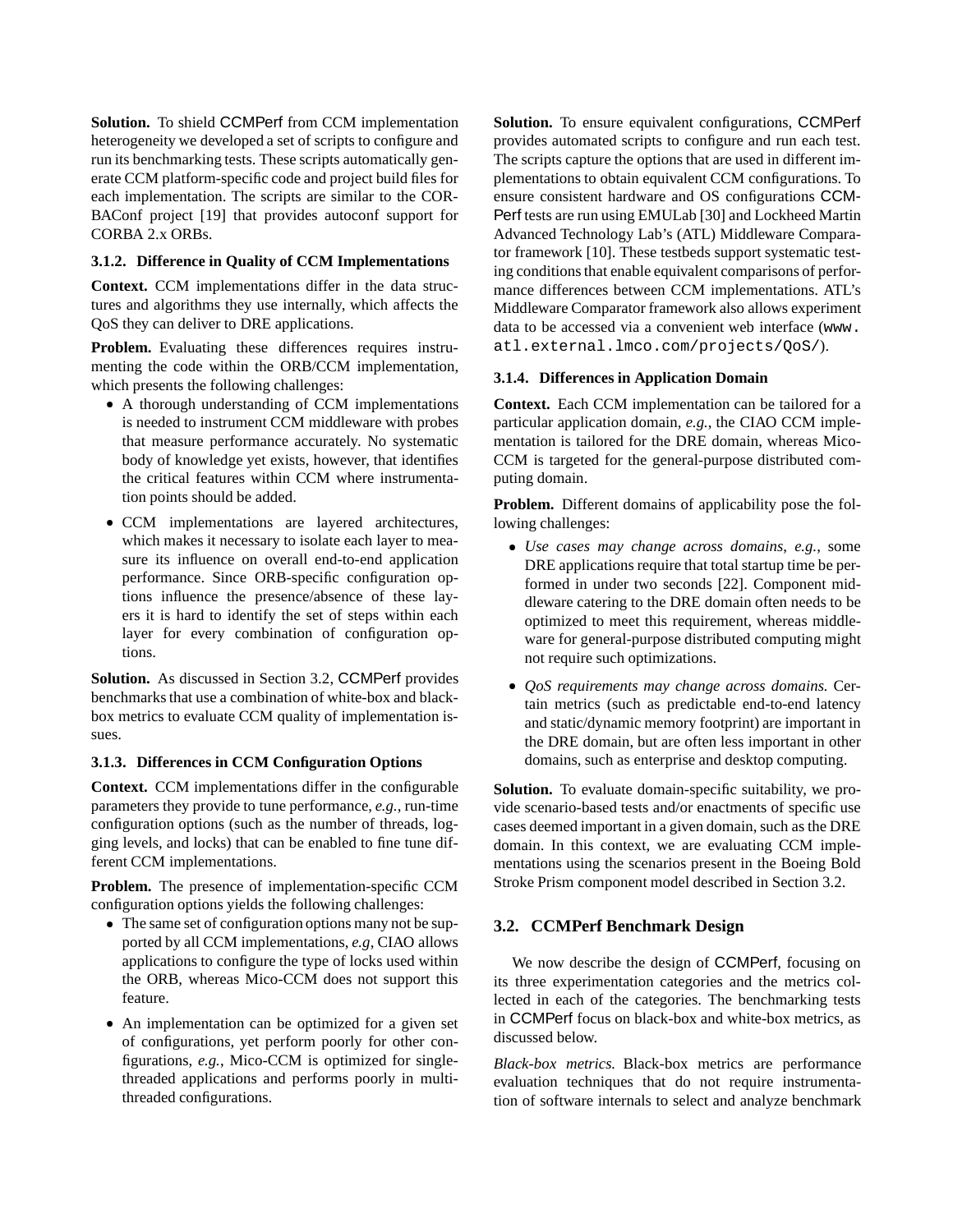**Solution.** To shield CCMPerf from CCM implementation heterogeneity we developed a set of scripts to configure and run its benchmarking tests. These scripts automatically generate CCM platform-specific code and project build files for each implementation. The scripts are similar to the CORBAConf project [19] that provides autoconf support for CORBA 2.x ORBs.

#### 3.1.2. Difference in Quality of CCM Implementations

**Context.** CCM implementations differ in the data structures and algorithms they use internally, which affects the QoS they can deliver to DRE applications.

**Problem.** Evaluating these differences requires instrumenting the code within the ORB/CCM implementation, which presents the following challenges:

- A thorough understanding of CCM implementations is needed to instrument CCM middleware with probes that measure performance accurately. No systematic body of knowledge yet exists, however, that identifies the critical features within CCM where instrumentation points should be added.
- CCM implementations are layered architectures, which makes it necessary to isolate each layer to measure its influence on overall end-to-end application performance. Since ORB-specific configuration options influence the presence/absence of these layers it is hard to identify the set of steps within each layer for every combination of configuration options.

**Solution.** As discussed in Section 3.2, CCMPerf provides benchmarks that use a combination of white-box and black-box metrics to evaluate CCM quality of implementation issues.

#### 3.1.3. Differences in CCM Configuration Options

**Context.** CCM implementations differ in the configurable parameters they provide to tune performance, *e.g.*, run-time configuration options (such as the number of threads, logging levels, and locks) that can be enabled to fine tune different CCM implementations.

**Problem.** The presence of implementation-specific CCM configuration options yields the following challenges:

- The same set of configuration options many not be supported by all CCM implementations, *e.g*, CIAO allows applications to configure the type of locks used within the ORB, whereas Mico-CCM does not support this feature.
- An implementation can be optimized for a given set of configurations, yet perform poorly for other configurations, *e.g.*, Mico-CCM is optimized for single-threaded applications and performs poorly in multi-threaded configurations.

**Solution.** To ensure equivalent configurations, CCMPerf provides automated scripts to configure and run each test. The scripts capture the options that are used in different implementations to obtain equivalent CCM configurations. To ensure consistent hardware and OS configurations CCMPerf tests are run using EMULab [30] and Lockheed Martin Advanced Technology Lab's (ATL) Middleware Comparator framework [10]. These testbeds support systematic testing conditions that enable equivalent comparisons of performance differences between CCM implementations. ATL's Middleware Comparator framework also allows experiment data to be accessed via a convenient web interface (`www.atl.external.lmco.com/projects/QoS/`).

#### 3.1.4. Differences in Application Domain

**Context.** Each CCM implementation can be tailored for a particular application domain, *e.g.*, the CIAO CCM implementation is tailored for the DRE domain, whereas Mico-CCM is targeted for the general-purpose distributed computing domain.

**Problem.** Different domains of applicability pose the following challenges:

- *Use cases may change across domains*, *e.g.*, some DRE applications require that total startup time be performed in under two seconds [22]. Component middleware catering to the DRE domain often needs to be optimized to meet this requirement, whereas middleware for general-purpose distributed computing might not require such optimizations.
- *QoS requirements may change across domains.* Certain metrics (such as predictable end-to-end latency and static/dynamic memory footprint) are important in the DRE domain, but are often less important in other domains, such as enterprise and desktop computing.

**Solution.** To evaluate domain-specific suitability, we provide scenario-based tests and/or enactments of specific use cases deemed important in a given domain, such as the DRE domain. In this context, we are evaluating CCM implementations using the scenarios present in the Boeing Bold Stroke Prism component model described in Section 3.2.

### 3.2. CCMPerf Benchmark Design

We now describe the design of CCMPerf, focusing on its three experimentation categories and the metrics collected in each of the categories. The benchmarking tests in CCMPerf focus on black-box and white-box metrics, as discussed below.

*Black-box metrics.* Black-box metrics are performance evaluation techniques that do not require instrumentation of software internals to select and analyze benchmark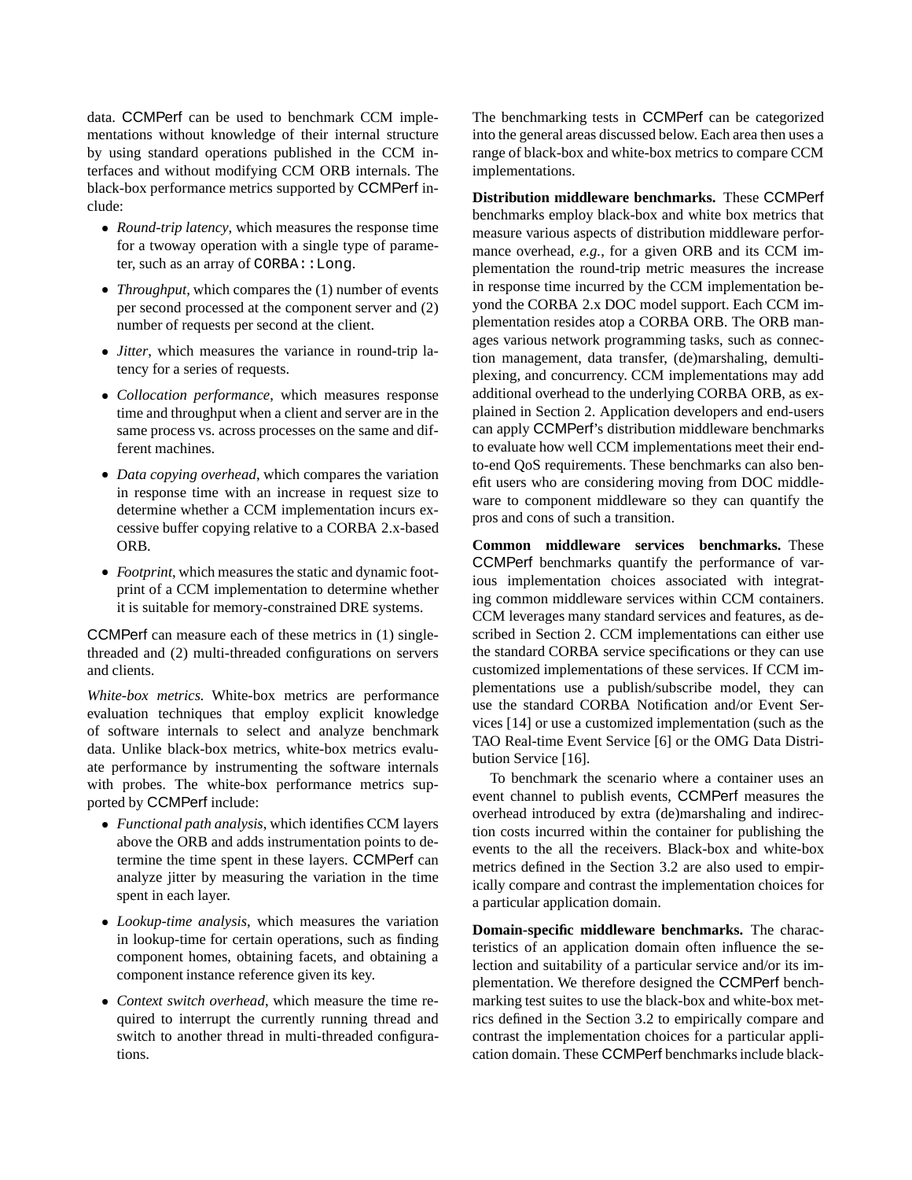data. CCMPerf can be used to benchmark CCM implementations without knowledge of their internal structure by using standard operations published in the CCM interfaces and without modifying CCM ORB internals. The black-box performance metrics supported by CCMPerf include:

- *Round-trip latency*, which measures the response time for a twoway operation with a single type of parameter, such as an array of `CORBA::Long`.
- *Throughput*, which compares the (1) number of events per second processed at the component server and (2) number of requests per second at the client.
- *Jitter*, which measures the variance in round-trip latency for a series of requests.
- *Collocation performance*, which measures response time and throughput when a client and server are in the same process vs. across processes on the same and different machines.
- *Data copying overhead*, which compares the variation in response time with an increase in request size to determine whether a CCM implementation incurs excessive buffer copying relative to a CORBA 2.x-based ORB.
- *Footprint*, which measures the static and dynamic footprint of a CCM implementation to determine whether it is suitable for memory-constrained DRE systems.

CCMPerf can measure each of these metrics in (1) single-threaded and (2) multi-threaded configurations on servers and clients.

*White-box metrics.* White-box metrics are performance evaluation techniques that employ explicit knowledge of software internals to select and analyze benchmark data. Unlike black-box metrics, white-box metrics evaluate performance by instrumenting the software internals with probes. The white-box performance metrics supported by CCMPerf include:

- *Functional path analysis*, which identifies CCM layers above the ORB and adds instrumentation points to determine the time spent in these layers. CCMPerf can analyze jitter by measuring the variation in the time spent in each layer.
- *Lookup-time analysis*, which measures the variation in lookup-time for certain operations, such as finding component homes, obtaining facets, and obtaining a component instance reference given its key.
- *Context switch overhead*, which measure the time required to interrupt the currently running thread and switch to another thread in multi-threaded configurations.

The benchmarking tests in CCMPerf can be categorized into the general areas discussed below. Each area then uses a range of black-box and white-box metrics to compare CCM implementations.

**Distribution middleware benchmarks.** These CCMPerf benchmarks employ black-box and white box metrics that measure various aspects of distribution middleware performance overhead, *e.g.*, for a given ORB and its CCM implementation the round-trip metric measures the increase in response time incurred by the CCM implementation beyond the CORBA 2.x DOC model support. Each CCM implementation resides atop a CORBA ORB. The ORB manages various network programming tasks, such as connection management, data transfer, (de)marshaling, demultiplexing, and concurrency. CCM implementations may add additional overhead to the underlying CORBA ORB, as explained in Section 2. Application developers and end-users can apply CCMPerf's distribution middleware benchmarks to evaluate how well CCM implementations meet their end-to-end QoS requirements. These benchmarks can also benefit users who are considering moving from DOC middleware to component middleware so they can quantify the pros and cons of such a transition.

**Common middleware services benchmarks.** These CCMPerf benchmarks quantify the performance of various implementation choices associated with integrating common middleware services within CCM containers. CCM leverages many standard services and features, as described in Section 2. CCM implementations can either use the standard CORBA service specifications or they can use customized implementations of these services. If CCM implementations use a publish/subscribe model, they can use the standard CORBA Notification and/or Event Services [14] or use a customized implementation (such as the TAO Real-time Event Service [6] or the OMG Data Distribution Service [16].

To benchmark the scenario where a container uses an event channel to publish events, CCMPerf measures the overhead introduced by extra (de)marshaling and indirection costs incurred within the container for publishing the events to the all the receivers. Black-box and white-box metrics defined in the Section 3.2 are also used to empirically compare and contrast the implementation choices for a particular application domain.

**Domain-specific middleware benchmarks.** The characteristics of an application domain often influence the selection and suitability of a particular service and/or its implementation. We therefore designed the CCMPerf benchmarking test suites to use the black-box and white-box metrics defined in the Section 3.2 to empirically compare and contrast the implementation choices for a particular application domain. These CCMPerf benchmarks include black-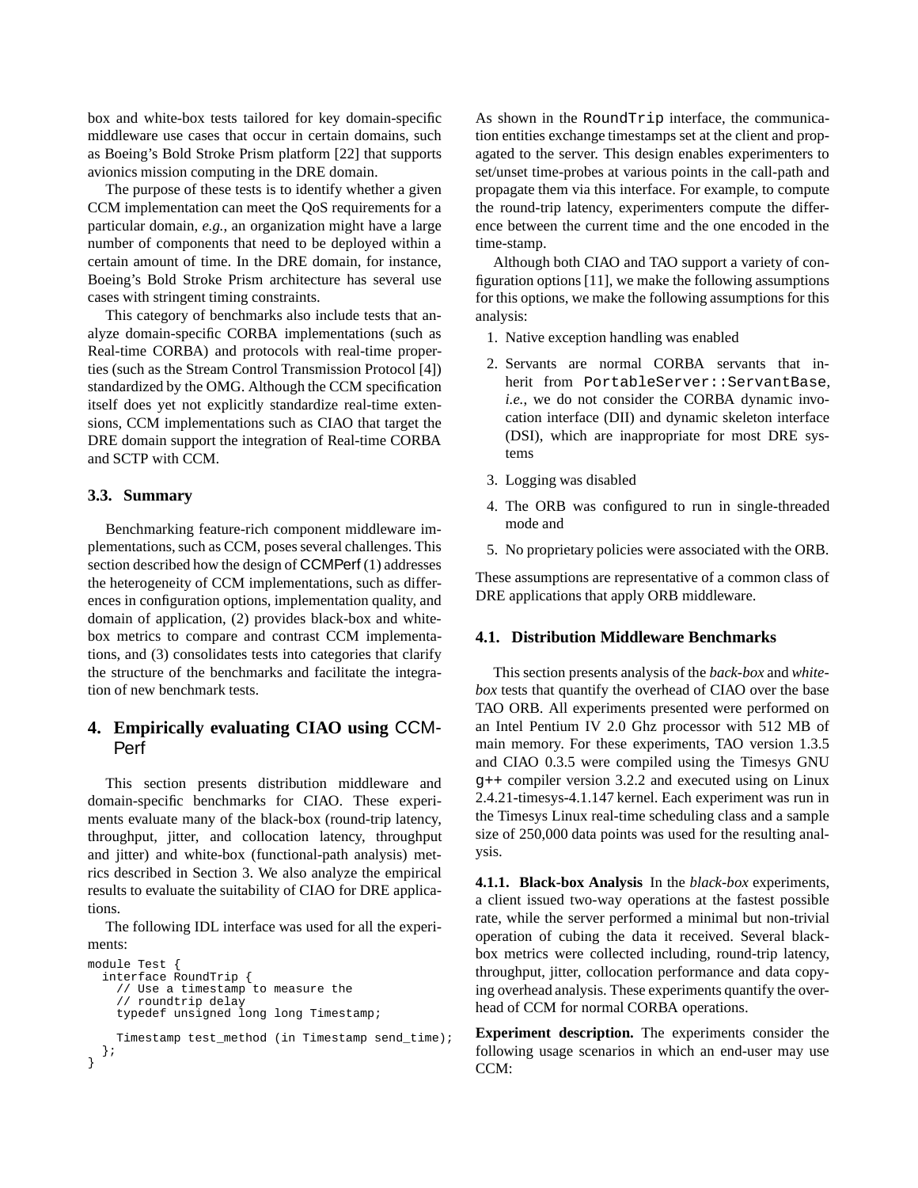box and white-box tests tailored for key domain-specific middleware use cases that occur in certain domains, such as Boeing's Bold Stroke Prism platform [22] that supports avionics mission computing in the DRE domain.

The purpose of these tests is to identify whether a given CCM implementation can meet the QoS requirements for a particular domain, *e.g.*, an organization might have a large number of components that need to be deployed within a certain amount of time. In the DRE domain, for instance, Boeing's Bold Stroke Prism architecture has several use cases with stringent timing constraints.

This category of benchmarks also include tests that analyze domain-specific CORBA implementations (such as Real-time CORBA) and protocols with real-time properties (such as the Stream Control Transmission Protocol [4]) standardized by the OMG. Although the CCM specification itself does yet not explicitly standardize real-time extensions, CCM implementations such as CIAO that target the DRE domain support the integration of Real-time CORBA and SCTP with CCM.

### 3.3. Summary

Benchmarking feature-rich component middleware implementations, such as CCM, poses several challenges. This section described how the design of CCMPerf (1) addresses the heterogeneity of CCM implementations, such as differences in configuration options, implementation quality, and domain of application, (2) provides black-box and white-box metrics to compare and contrast CCM implementations, and (3) consolidates tests into categories that clarify the structure of the benchmarks and facilitate the integration of new benchmark tests.

## 4. Empirically evaluating CIAO using CCMPerf

This section presents distribution middleware and domain-specific benchmarks for CIAO. These experiments evaluate many of the black-box (round-trip latency, throughput, jitter, and collocation latency, throughput and jitter) and white-box (functional-path analysis) metrics described in Section 3. We also analyze the empirical results to evaluate the suitability of CIAO for DRE applications.

The following IDL interface was used for all the experiments:

```
module Test {
  interface RoundTrip {
    // Use a timestamp to measure the
    // roundtrip delay
    typedef unsigned long long Timestamp;

    Timestamp test_method (in Timestamp send_time);
  };
}
```

As shown in the `RoundTrip` interface, the communication entities exchange timestamps set at the client and propagated to the server. This design enables experimenters to set/unset time-probes at various points in the call-path and propagate them via this interface. For example, to compute the round-trip latency, experimenters compute the difference between the current time and the one encoded in the time-stamp.

Although both CIAO and TAO support a variety of configuration options [11], we make the following assumptions for this options, we make the following assumptions for this analysis:

1. Native exception handling was enabled
2. Servants are normal CORBA servants that inherit from `PortableServer::ServantBase`, *i.e.*, we do not consider the CORBA dynamic invocation interface (DII) and dynamic skeleton interface (DSI), which are inappropriate for most DRE systems
3. Logging was disabled
4. The ORB was configured to run in single-threaded mode and
5. No proprietary policies were associated with the ORB.

These assumptions are representative of a common class of DRE applications that apply ORB middleware.

### 4.1. Distribution Middleware Benchmarks

This section presents analysis of the *back-box* and *white-box* tests that quantify the overhead of CIAO over the base TAO ORB. All experiments presented were performed on an Intel Pentium IV 2.0 Ghz processor with 512 MB of main memory. For these experiments, TAO version 1.3.5 and CIAO 0.3.5 were compiled using the Timesys GNU `g++` compiler version 3.2.2 and executed using on Linux 2.4.21-timesys-4.1.147 kernel. Each experiment was run in the Timesys Linux real-time scheduling class and a sample size of 250,000 data points was used for the resulting analysis.

**4.1.1. Black-box Analysis** In the *black-box* experiments, a client issued two-way operations at the fastest possible rate, while the server performed a minimal but non-trivial operation of cubing the data it received. Several black-box metrics were collected including, round-trip latency, throughput, jitter, collocation performance and data copying overhead analysis. These experiments quantify the overhead of CCM for normal CORBA operations.

**Experiment description.** The experiments consider the following usage scenarios in which an end-user may use CCM: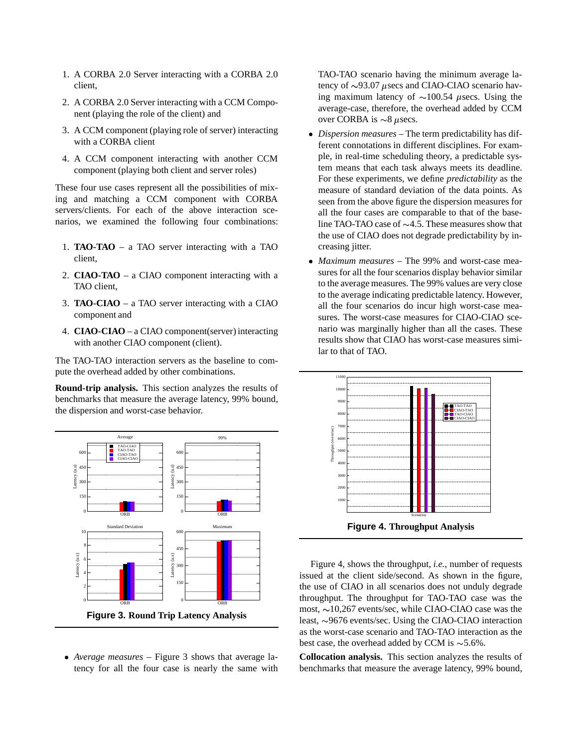1. A CORBA 2.0 Server interacting with a CORBA 2.0 client,
2. A CORBA 2.0 Server interacting with a CCM Component (playing the role of the client) and
3. A CCM component (playing role of server) interacting with a CORBA client
4. A CCM component interacting with another CCM component (playing both client and server roles)

These four use cases represent all the possibilities of mixing and matching a CCM component with CORBA servers/clients. For each of the above interaction scenarios, we examined the following four combinations:

1. **TAO-TAO** – a TAO server interacting with a TAO client,
2. **CIAO-TAO** – a CIAO component interacting with a TAO client,
3. **TAO-CIAO** – a TAO server interacting with a CIAO component and
4. **CIAO-CIAO** – a CIAO component(server) interacting with another CIAO component (client).

The TAO-TAO interaction servers as the baseline to compute the overhead added by other combinations.

**Round-trip analysis.** This section analyzes the results of benchmarks that measure the average latency, 99% bound, the dispersion and worst-case behavior.

**Figure 3. Round Trip Latency Analysis**

- *Average measures* – Figure 3 shows that average latency for all the four case is nearly the same with TAO-TAO scenario having the minimum average latency of ∼93.07 $\mu$secs and CIAO-CIAO scenario having maximum latency of ∼100.54 $\mu$secs. Using the average-case, therefore, the overhead added by CCM over CORBA is ∼8 $\mu$secs.
- *Dispersion measures* – The term predictability has different connotations in different disciplines. For example, in real-time scheduling theory, a predictable system means that each task always meets its deadline. For these experiments, we define *predictability* as the measure of standard deviation of the data points. As seen from the above figure the dispersion measures for all the four cases are comparable to that of the baseline TAO-TAO case of ∼4.5. These measures show that the use of CIAO does not degrade predictability by increasing jitter.
- *Maximum measures* – The 99% and worst-case measures for all the four scenarios display behavior similar to the average measures. The 99% values are very close to the average indicating predictable latency. However, all the four scenarios do incur high worst-case measures. The worst-case measures for CIAO-CIAO scenario was marginally higher than all the cases. These results show that CIAO has worst-case measures similar to that of TAO.

**Figure 4. Throughput Analysis**

Figure 4, shows the throughput, *i.e.*, number of requests issued at the client side/second. As shown in the figure, the use of CIAO in all scenarios does not unduly degrade throughput. The throughput for TAO-TAO case was the most, ∼10,267 events/sec, while CIAO-CIAO case was the least, ∼9676 events/sec. Using the CIAO-CIAO interaction as the worst-case scenario and TAO-TAO interaction as the best case, the overhead added by CCM is ∼5.6%.

**Collocation analysis.** This section analyzes the results of benchmarks that measure the average latency, 99% bound,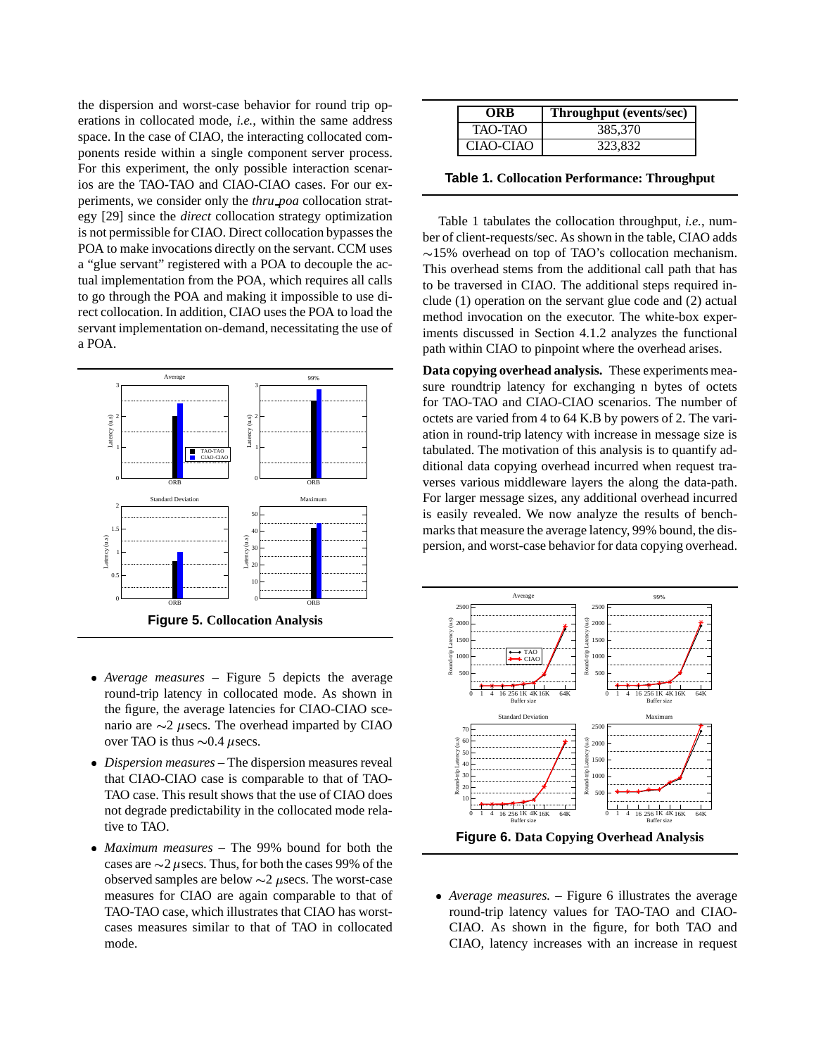the dispersion and worst-case behavior for round trip operations in collocated mode, *i.e.*, within the same address space. In the case of CIAO, the interacting collocated components reside within a single component server process. For this experiment, the only possible interaction scenarios are the TAO-TAO and CIAO-CIAO cases. For our experiments, we consider only the *thru_poa* collocation strategy [29] since the *direct* collocation strategy optimization is not permissible for CIAO. Direct collocation bypasses the POA to make invocations directly on the servant. CCM uses a "glue servant" registered with a POA to decouple the actual implementation from the POA, which requires all calls to go through the POA and making it impossible to use direct collocation. In addition, CIAO uses the POA to load the servant implementation on-demand, necessitating the use of a POA.

**Figure 5. Collocation Analysis**

- *Average measures* – Figure 5 depicts the average round-trip latency in collocated mode. As shown in the figure, the average latencies for CIAO-CIAO scenario are $\sim$2 $\mu$secs. The overhead imparted by CIAO over TAO is thus $\sim$0.4 $\mu$secs.
- *Dispersion measures* – The dispersion measures reveal that CIAO-CIAO case is comparable to that of TAO-TAO case. This result shows that the use of CIAO does not degrade predictability in the collocated mode relative to TAO.
- *Maximum measures* – The 99% bound for both the cases are $\sim$2 $\mu$secs. Thus, for both the cases 99% of the observed samples are below $\sim$2 $\mu$secs. The worst-case measures for CIAO are again comparable to that of TAO-TAO case, which illustrates that CIAO has worst-cases measures similar to that of TAO in collocated mode.

| ORB | Throughput (events/sec) |
|---|---|
| TAO-TAO | 385,370 |
| CIAO-CIAO | 323,832 |

**Table 1. Collocation Performance: Throughput**

Table 1 tabulates the collocation throughput, *i.e.*, number of client-requests/sec. As shown in the table, CIAO adds $\sim$15% overhead on top of TAO's collocation mechanism. This overhead stems from the additional call path that has to be traversed in CIAO. The additional steps required include (1) operation on the servant glue code and (2) actual method invocation on the executor. The white-box experiments discussed in Section 4.1.2 analyzes the functional path within CIAO to pinpoint where the overhead arises.

**Data copying overhead analysis.** These experiments measure roundtrip latency for exchanging n bytes of octets for TAO-TAO and CIAO-CIAO scenarios. The number of octets are varied from 4 to 64 K.B by powers of 2. The variation in round-trip latency with increase in message size is tabulated. The motivation of this analysis is to quantify additional data copying overhead incurred when request traverses various middleware layers the along the data-path. For larger message sizes, any additional overhead incurred is easily revealed. We now analyze the results of benchmarks that measure the average latency, 99% bound, the dispersion, and worst-case behavior for data copying overhead.

**Figure 6. Data Copying Overhead Analysis**

- *Average measures.* – Figure 6 illustrates the average round-trip latency values for TAO-TAO and CIAO-CIAO. As shown in the figure, for both TAO and CIAO, latency increases with an increase in request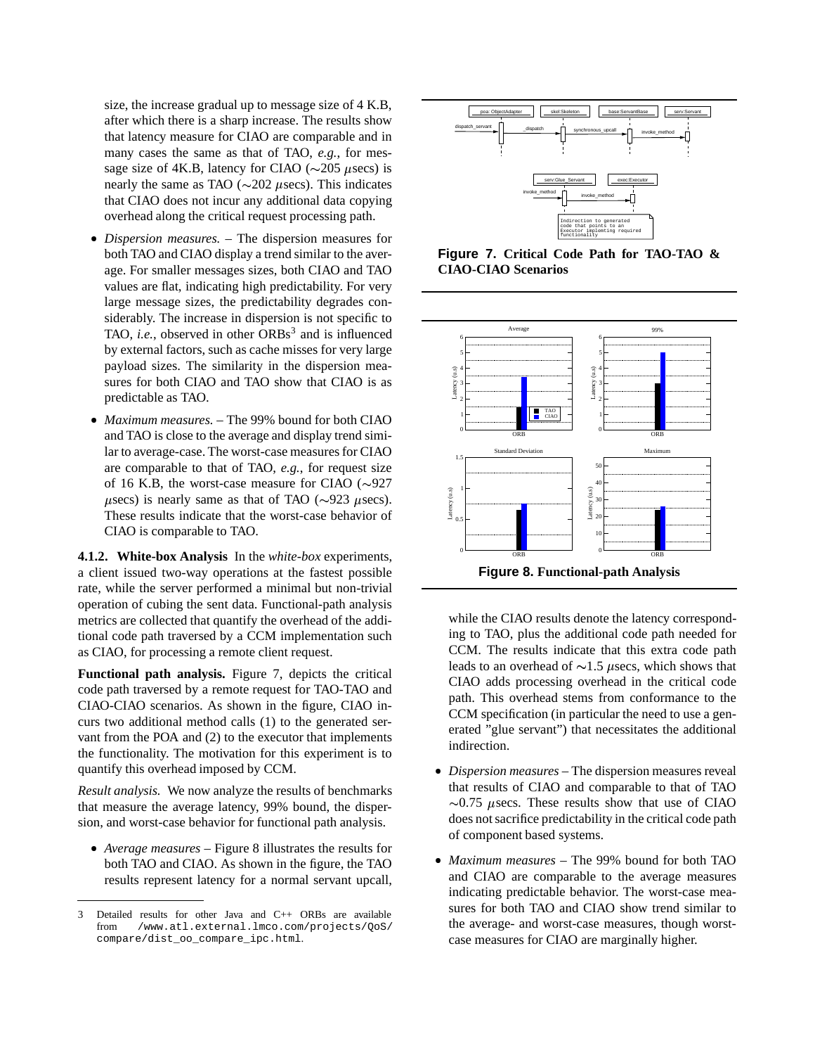size, the increase gradual up to message size of 4 K.B, after which there is a sharp increase. The results show that latency measure for CIAO are comparable and in many cases the same as that of TAO, *e.g.*, for message size of 4K.B, latency for CIAO ($\sim$205 $\mu$secs) is nearly the same as TAO ($\sim$202 $\mu$secs). This indicates that CIAO does not incur any additional data copying overhead along the critical request processing path.

- *Dispersion measures.* – The dispersion measures for both TAO and CIAO display a trend similar to the average. For smaller messages sizes, both CIAO and TAO values are flat, indicating high predictability. For very large message sizes, the predictability degrades considerably. The increase in dispersion is not specific to TAO, *i.e.*, observed in other ORBs[3] and is influenced by external factors, such as cache misses for very large payload sizes. The similarity in the dispersion measures for both CIAO and TAO show that CIAO is as predictable as TAO.
- *Maximum measures.* – The 99% bound for both CIAO and TAO is close to the average and display trend similar to average-case. The worst-case measures for CIAO are comparable to that of TAO, *e.g.*, for request size of 16 K.B, the worst-case measure for CIAO ($\sim$927 $\mu$secs) is nearly same as that of TAO ($\sim$923 $\mu$secs). These results indicate that the worst-case behavior of CIAO is comparable to TAO.

**4.1.2. White-box Analysis** In the *white-box* experiments, a client issued two-way operations at the fastest possible rate, while the server performed a minimal but non-trivial operation of cubing the sent data. Functional-path analysis metrics are collected that quantify the overhead of the additional code path traversed by a CCM implementation such as CIAO, for processing a remote client request.

**Functional path analysis.** Figure 7, depicts the critical code path traversed by a remote request for TAO-TAO and CIAO-CIAO scenarios. As shown in the figure, CIAO incurs two additional method calls (1) to the generated servant from the POA and (2) to the executor that implements the functionality. The motivation for this experiment is to quantify this overhead imposed by CCM.

*Result analysis.* We now analyze the results of benchmarks that measure the average latency, 99% bound, the dispersion, and worst-case behavior for functional path analysis.

- *Average measures* – Figure 8 illustrates the results for both TAO and CIAO. As shown in the figure, the TAO results represent latency for a normal servant upcall, while the CIAO results denote the latency corresponding to TAO, plus the additional code path needed for CCM. The results indicate that this extra code path leads to an overhead of $\sim$1.5 $\mu$secs, which shows that CIAO adds processing overhead in the critical code path. This overhead stems from conformance to the CCM specification (in particular the need to use a generated "glue servant") that necessitates the additional indirection.

**Figure 7. Critical Code Path for TAO-TAO & CIAO-CIAO Scenarios**

**Figure 8. Functional-path Analysis**

- *Dispersion measures* – The dispersion measures reveal that results of CIAO and comparable to that of TAO $\sim$0.75 $\mu$secs. These results show that use of CIAO does not sacrifice predictability in the critical code path of component based systems.
- *Maximum measures* – The 99% bound for both TAO and CIAO are comparable to the average measures indicating predictable behavior. The worst-case measures for both TAO and CIAO show trend similar to the average- and worst-case measures, though worst-case measures for CIAO are marginally higher.

[3] Detailed results for other Java and C++ ORBs are available from /www.atl.external.lmco.com/projects/QoS/compare/dist_oo_compare_ipc.html.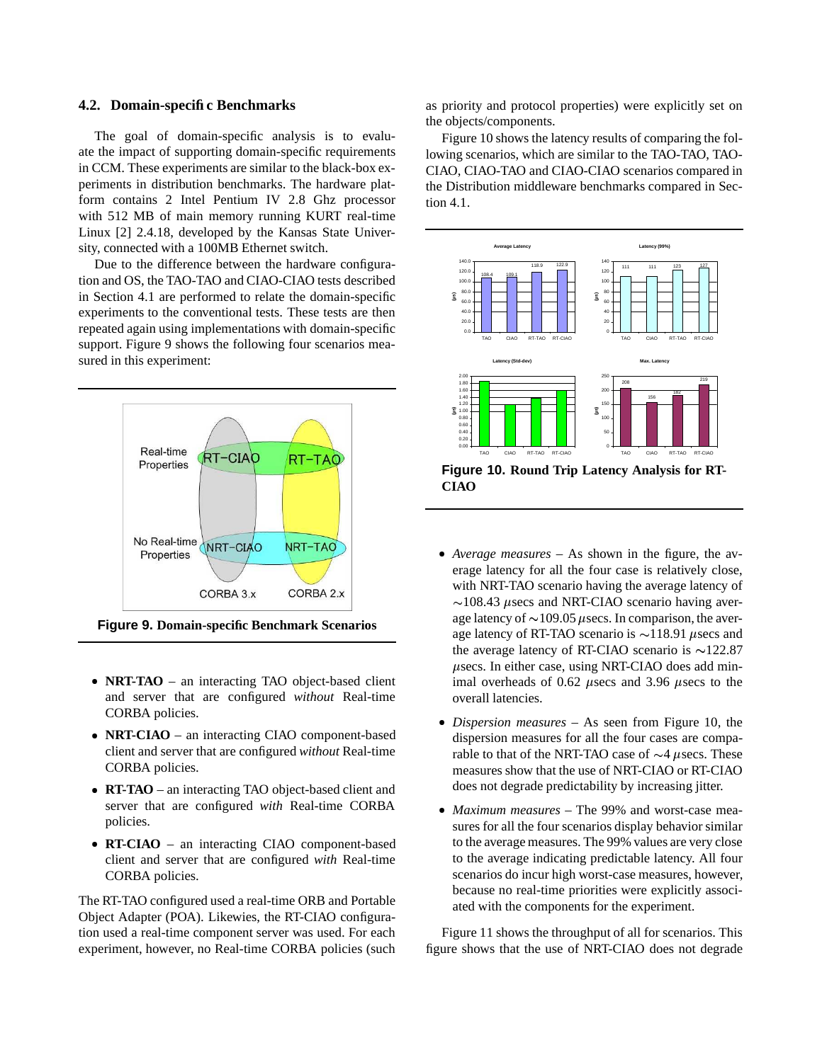### 4.2. Domain-specific Benchmarks

The goal of domain-specific analysis is to evaluate the impact of supporting domain-specific requirements in CCM. These experiments are similar to the black-box experiments in distribution benchmarks. The hardware platform contains 2 Intel Pentium IV 2.8 Ghz processor with 512 MB of main memory running KURT real-time Linux [2] 2.4.18, developed by the Kansas State University, connected with a 100MB Ethernet switch.

Due to the difference between the hardware configuration and OS, the TAO-TAO and CIAO-CIAO tests described in Section 4.1 are performed to relate the domain-specific experiments to the conventional tests. These tests are then repeated again using implementations with domain-specific support. Figure 9 shows the following four scenarios measured in this experiment:

**Figure 9. Domain-specific Benchmark Scenarios**

- **NRT-TAO** – an interacting TAO object-based client and server that are configured *without* Real-time CORBA policies.
- **NRT-CIAO** – an interacting CIAO component-based client and server that are configured *without* Real-time CORBA policies.
- **RT-TAO** – an interacting TAO object-based client and server that are configured *with* Real-time CORBA policies.
- **RT-CIAO** – an interacting CIAO component-based client and server that are configured *with* Real-time CORBA policies.

The RT-TAO configured used a real-time ORB and Portable Object Adapter (POA). Likewies, the RT-CIAO configuration used a real-time component server was used. For each experiment, however, no Real-time CORBA policies (such as priority and protocol properties) were explicitly set on the objects/components.

Figure 10 shows the latency results of comparing the following scenarios, which are similar to the TAO-TAO, TAO-CIAO, CIAO-TAO and CIAO-CIAO scenarios compared in the Distribution middleware benchmarks compared in Section 4.1.

**Figure 10. Round Trip Latency Analysis for RT-CIAO**

- *Average measures* – As shown in the figure, the average latency for all the four case is relatively close, with NRT-TAO scenario having the average latency of $\sim$108.43 $\mu$secs and NRT-CIAO scenario having average latency of $\sim$109.05 $\mu$secs. In comparison, the average latency of RT-TAO scenario is $\sim$118.91 $\mu$secs and the average latency of RT-CIAO scenario is $\sim$122.87 $\mu$secs. In either case, using NRT-CIAO does add minimal overheads of 0.62 $\mu$secs and 3.96 $\mu$secs to the overall latencies.
- *Dispersion measures* – As seen from Figure 10, the dispersion measures for all the four cases are comparable to that of the NRT-TAO case of $\sim$4 $\mu$secs. These measures show that the use of NRT-CIAO or RT-CIAO does not degrade predictability by increasing jitter.
- *Maximum measures* – The 99% and worst-case measures for all the four scenarios display behavior similar to the average measures. The 99% values are very close to the average indicating predictable latency. All four scenarios do incur high worst-case measures, however, because no real-time priorities were explicitly associated with the components for the experiment.

Figure 11 shows the throughput of all for scenarios. This figure shows that the use of NRT-CIAO does not degrade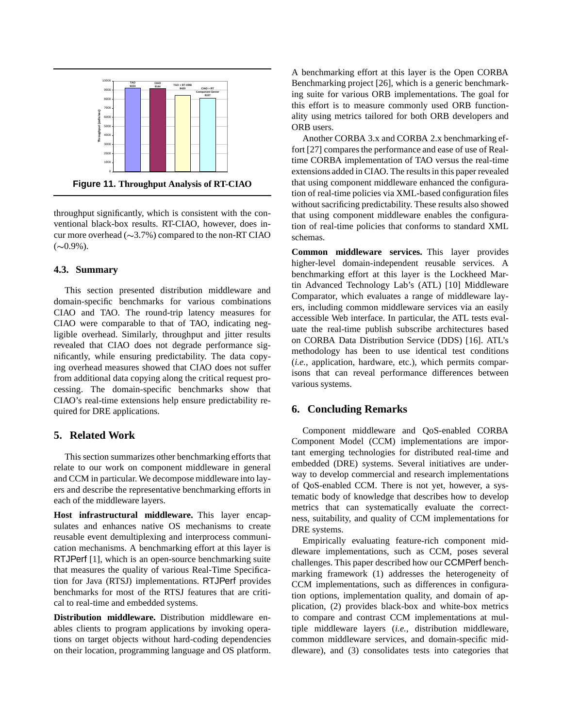**Figure 11. Throughput Analysis of RT-CIAO**

throughput significantly, which is consistent with the conventional black-box results. RT-CIAO, however, does incur more overhead (∼3.7%) compared to the non-RT CIAO (∼0.9%).

### 4.3. Summary

This section presented distribution middleware and domain-specific benchmarks for various combinations CIAO and TAO. The round-trip latency measures for CIAO were comparable to that of TAO, indicating negligible overhead. Similarly, throughput and jitter results revealed that CIAO does not degrade performance significantly, while ensuring predictability. The data copying overhead measures showed that CIAO does not suffer from additional data copying along the critical request processing. The domain-specific benchmarks show that CIAO's real-time extensions help ensure predictability required for DRE applications.

## 5. Related Work

This section summarizes other benchmarking efforts that relate to our work on component middleware in general and CCM in particular. We decompose middleware into layers and describe the representative benchmarking efforts in each of the middleware layers.

**Host infrastructural middleware.** This layer encapsulates and enhances native OS mechanisms to create reusable event demultiplexing and interprocess communication mechanisms. A benchmarking effort at this layer is RTJPerf [1], which is an open-source benchmarking suite that measures the quality of various Real-Time Specification for Java (RTSJ) implementations. RTJPerf provides benchmarks for most of the RTSJ features that are critical to real-time and embedded systems.

**Distribution middleware.** Distribution middleware enables clients to program applications by invoking operations on target objects without hard-coding dependencies on their location, programming language and OS platform. A benchmarking effort at this layer is the Open CORBA Benchmarking project [26], which is a generic benchmarking suite for various ORB implementations. The goal for this effort is to measure commonly used ORB functionality using metrics tailored for both ORB developers and ORB users.

Another CORBA 3.x and CORBA 2.x benchmarking effort [27] compares the performance and ease of use of Real-time CORBA implementation of TAO versus the real-time extensions added in CIAO. The results in this paper revealed that using component middleware enhanced the configuration of real-time policies via XML-based configuration files without sacrificing predictability. These results also showed that using component middleware enables the configuration of real-time policies that conforms to standard XML schemas.

**Common middleware services.** This layer provides higher-level domain-independent reusable services. A benchmarking effort at this layer is the Lockheed Martin Advanced Technology Lab's (ATL) [10] Middleware Comparator, which evaluates a range of middleware layers, including common middleware services via an easily accessible Web interface. In particular, the ATL tests evaluate the real-time publish subscribe architectures based on CORBA Data Distribution Service (DDS) [16]. ATL's methodology has been to use identical test conditions (*i.e.*, application, hardware, etc.), which permits comparisons that can reveal performance differences between various systems.

## 6. Concluding Remarks

Component middleware and QoS-enabled CORBA Component Model (CCM) implementations are important emerging technologies for distributed real-time and embedded (DRE) systems. Several initiatives are underway to develop commercial and research implementations of QoS-enabled CCM. There is not yet, however, a systematic body of knowledge that describes how to develop metrics that can systematically evaluate the correctness, suitability, and quality of CCM implementations for DRE systems.

Empirically evaluating feature-rich component middleware implementations, such as CCM, poses several challenges. This paper described how our CCMPerf benchmarking framework (1) addresses the heterogeneity of CCM implementations, such as differences in configuration options, implementation quality, and domain of application, (2) provides black-box and white-box metrics to compare and contrast CCM implementations at multiple middleware layers (*i.e.*, distribution middleware, common middleware services, and domain-specific middleware), and (3) consolidates tests into categories that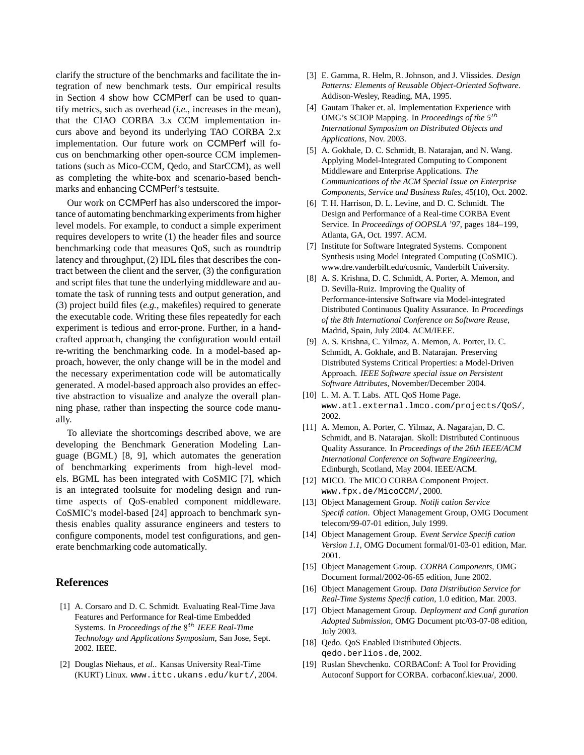clarify the structure of the benchmarks and facilitate the integration of new benchmark tests. Our empirical results in Section 4 show how CCMPerf can be used to quantify metrics, such as overhead (*i.e.*, increases in the mean), that the CIAO CORBA 3.x CCM implementation incurs above and beyond its underlying TAO CORBA 2.x implementation. Our future work on CCMPerf will focus on benchmarking other open-source CCM implementations (such as Mico-CCM, Qedo, and StarCCM), as well as completing the white-box and scenario-based benchmarks and enhancing CCMPerf's testsuite.

Our work on CCMPerf has also underscored the importance of automating benchmarking experiments from higher level models. For example, to conduct a simple experiment requires developers to write (1) the header files and source benchmarking code that measures QoS, such as roundtrip latency and throughput, (2) IDL files that describes the contract between the client and the server, (3) the configuration and script files that tune the underlying middleware and automate the task of running tests and output generation, and (3) project build files (*e.g.*, makefiles) required to generate the executable code. Writing these files repeatedly for each experiment is tedious and error-prone. Further, in a handcrafted approach, changing the configuration would entail re-writing the benchmarking code. In a model-based approach, however, the only change will be in the model and the necessary experimentation code will be automatically generated. A model-based approach also provides an effective abstraction to visualize and analyze the overall planning phase, rather than inspecting the source code manually.

To alleviate the shortcomings described above, we are developing the Benchmark Generation Modeling Language (BGML) [8, 9], which automates the generation of benchmarking experiments from high-level models. BGML has been integrated with CoSMIC [7], which is an integrated toolsuite for modeling design and runtime aspects of QoS-enabled component middleware. CoSMIC's model-based [24] approach to benchmark synthesis enables quality assurance engineers and testers to configure components, model test configurations, and generate benchmarking code automatically.

## References

[1] A. Corsaro and D. C. Schmidt. Evaluating Real-Time Java Features and Performance for Real-time Embedded Systems. In *Proceedings of the $8^{th}$ IEEE Real-Time Technology and Applications Symposium*, San Jose, Sept. 2002. IEEE.

[2] Douglas Niehaus, *et al.*. Kansas University Real-Time (KURT) Linux. `www.ittc.ukans.edu/kurt/`, 2004.

[3] E. Gamma, R. Helm, R. Johnson, and J. Vlissides. *Design Patterns: Elements of Reusable Object-Oriented Software*. Addison-Wesley, Reading, MA, 1995.

[4] Gautam Thaker et. al. Implementation Experience with OMG's SCIOP Mapping. In *Proceedings of the $5^{th}$ International Symposium on Distributed Objects and Applications*, Nov. 2003.

[5] A. Gokhale, D. C. Schmidt, B. Natarajan, and N. Wang. Applying Model-Integrated Computing to Component Middleware and Enterprise Applications. *The Communications of the ACM Special Issue on Enterprise Components, Service and Business Rules*, 45(10), Oct. 2002.

[6] T. H. Harrison, D. L. Levine, and D. C. Schmidt. The Design and Performance of a Real-time CORBA Event Service. In *Proceedings of OOPSLA '97*, pages 184–199, Atlanta, GA, Oct. 1997. ACM.

[7] Institute for Software Integrated Systems. Component Synthesis using Model Integrated Computing (CoSMIC). www.dre.vanderbilt.edu/cosmic, Vanderbilt University.

[8] A. S. Krishna, D. C. Schmidt, A. Porter, A. Memon, and D. Sevilla-Ruiz. Improving the Quality of Performance-intensive Software via Model-integrated Distributed Continuous Quality Assurance. In *Proceedings of the 8th International Conference on Software Reuse*, Madrid, Spain, July 2004. ACM/IEEE.

[9] A. S. Krishna, C. Yilmaz, A. Memon, A. Porter, D. C. Schmidt, A. Gokhale, and B. Natarajan. Preserving Distributed Systems Critical Properties: a Model-Driven Approach. *IEEE Software special issue on Persistent Software Attributes*, November/December 2004.

[10] L. M. A. T. Labs. ATL QoS Home Page. `www.atl.external.lmco.com/projects/QoS/`, 2002.

[11] A. Memon, A. Porter, C. Yilmaz, A. Nagarajan, D. C. Schmidt, and B. Natarajan. Skoll: Distributed Continuous Quality Assurance. In *Proceedings of the 26th IEEE/ACM International Conference on Software Engineering*, Edinburgh, Scotland, May 2004. IEEE/ACM.

[12] MICO. The MICO CORBA Component Project. `www.fpx.de/MicoCCM/`, 2000.

[13] Object Management Group. *Notification Service Specification*. Object Management Group, OMG Document telecom/99-07-01 edition, July 1999.

[14] Object Management Group. *Event Service Specification Version 1.1*, OMG Document formal/01-03-01 edition, Mar. 2001.

[15] Object Management Group. *CORBA Components*, OMG Document formal/2002-06-65 edition, June 2002.

[16] Object Management Group. *Data Distribution Service for Real-Time Systems Specification*, 1.0 edition, Mar. 2003.

[17] Object Management Group. *Deployment and Configuration Adopted Submission*, OMG Document ptc/03-07-08 edition, July 2003.

[18] Qedo. QoS Enabled Distributed Objects. `qedo.berlios.de`, 2002.

[19] Ruslan Shevchenko. CORBAConf: A Tool for Providing Autoconf Support for CORBA. corbaconf.kiev.ua/, 2000.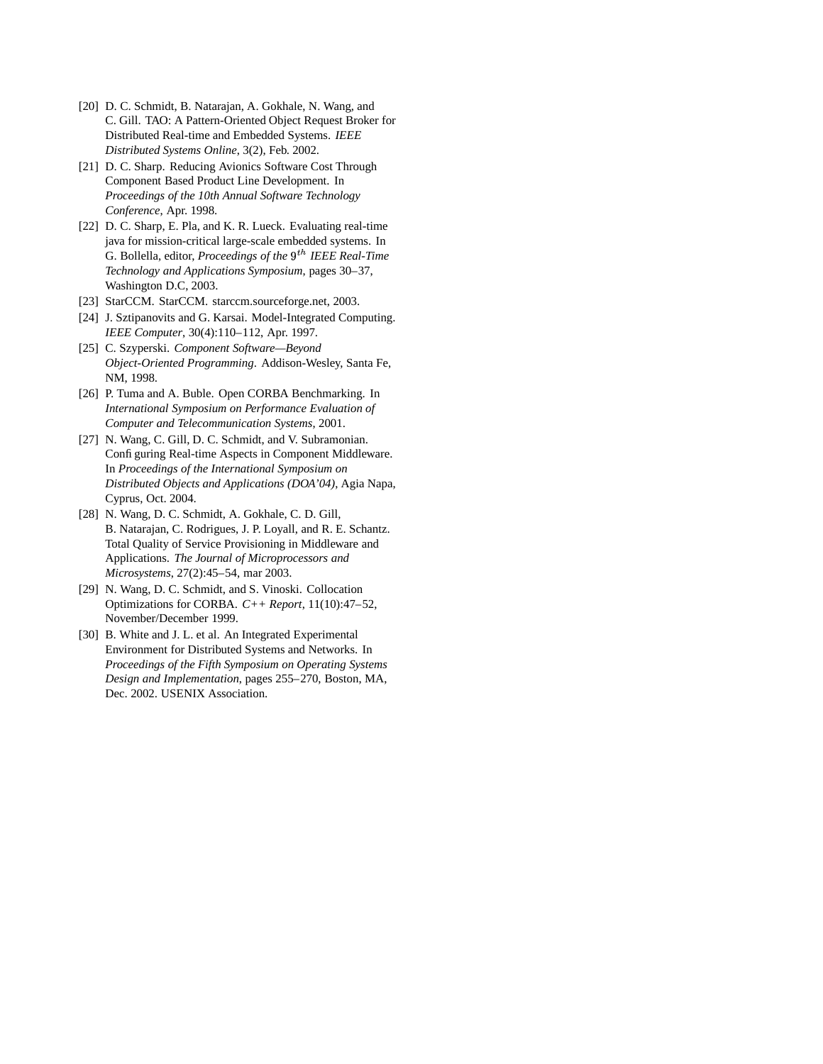[20] D. C. Schmidt, B. Natarajan, A. Gokhale, N. Wang, and C. Gill. TAO: A Pattern-Oriented Object Request Broker for Distributed Real-time and Embedded Systems. *IEEE Distributed Systems Online*, 3(2), Feb. 2002.

[21] D. C. Sharp. Reducing Avionics Software Cost Through Component Based Product Line Development. In *Proceedings of the 10th Annual Software Technology Conference*, Apr. 1998.

[22] D. C. Sharp, E. Pla, and K. R. Lueck. Evaluating real-time java for mission-critical large-scale embedded systems. In G. Bollella, editor, *Proceedings of the* $9^{th}$ *IEEE Real-Time Technology and Applications Symposium*, pages 30–37, Washington D.C, 2003.

[23] StarCCM. StarCCM. starccm.sourceforge.net, 2003.

[24] J. Sztipanovits and G. Karsai. Model-Integrated Computing. *IEEE Computer*, 30(4):110–112, Apr. 1997.

[25] C. Szyperski. *Component Software—Beyond Object-Oriented Programming*. Addison-Wesley, Santa Fe, NM, 1998.

[26] P. Tuma and A. Buble. Open CORBA Benchmarking. In *International Symposium on Performance Evaluation of Computer and Telecommunication Systems*, 2001.

[27] N. Wang, C. Gill, D. C. Schmidt, and V. Subramonian. Configuring Real-time Aspects in Component Middleware. In *Proceedings of the International Symposium on Distributed Objects and Applications (DOA'04)*, Agia Napa, Cyprus, Oct. 2004.

[28] N. Wang, D. C. Schmidt, A. Gokhale, C. D. Gill, B. Natarajan, C. Rodrigues, J. P. Loyall, and R. E. Schantz. Total Quality of Service Provisioning in Middleware and Applications. *The Journal of Microprocessors and Microsystems*, 27(2):45–54, mar 2003.

[29] N. Wang, D. C. Schmidt, and S. Vinoski. Collocation Optimizations for CORBA. *C++ Report*, 11(10):47–52, November/December 1999.

[30] B. White and J. L. et al. An Integrated Experimental Environment for Distributed Systems and Networks. In *Proceedings of the Fifth Symposium on Operating Systems Design and Implementation*, pages 255–270, Boston, MA, Dec. 2002. USENIX Association.